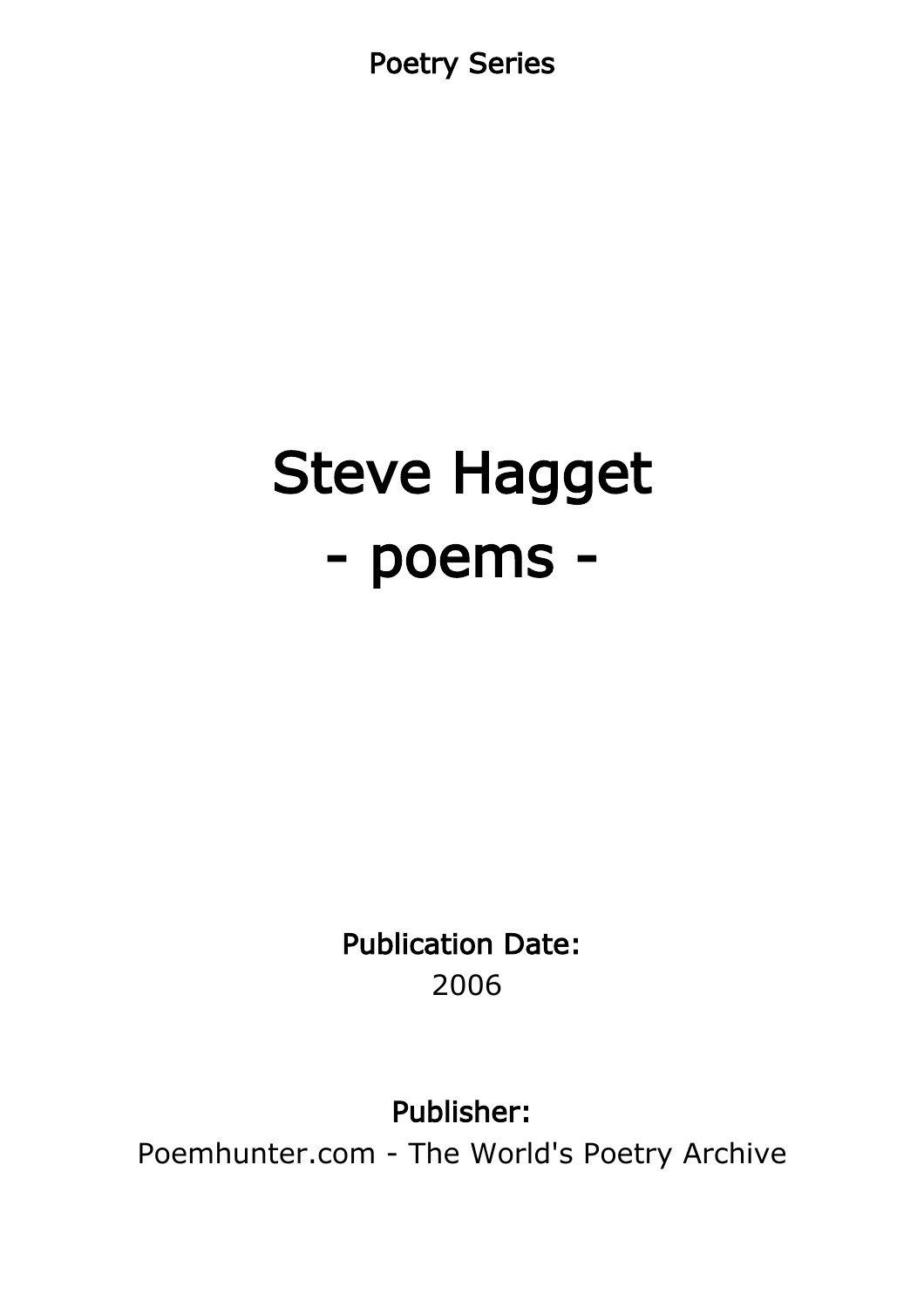Poetry Series

# Steve Hagget
# - poems -

**Publication Date:**
2006

**Publisher:**
Poemhunter.com - The World's Poetry Archive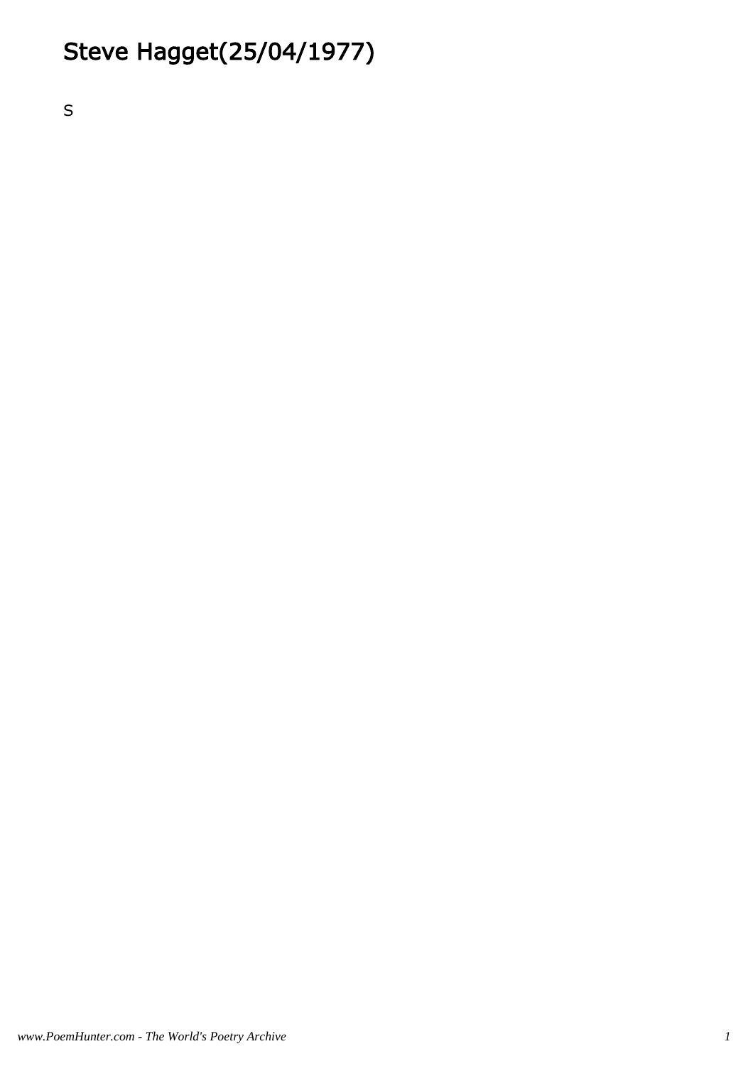# Steve Hagget(25/04/1977)

S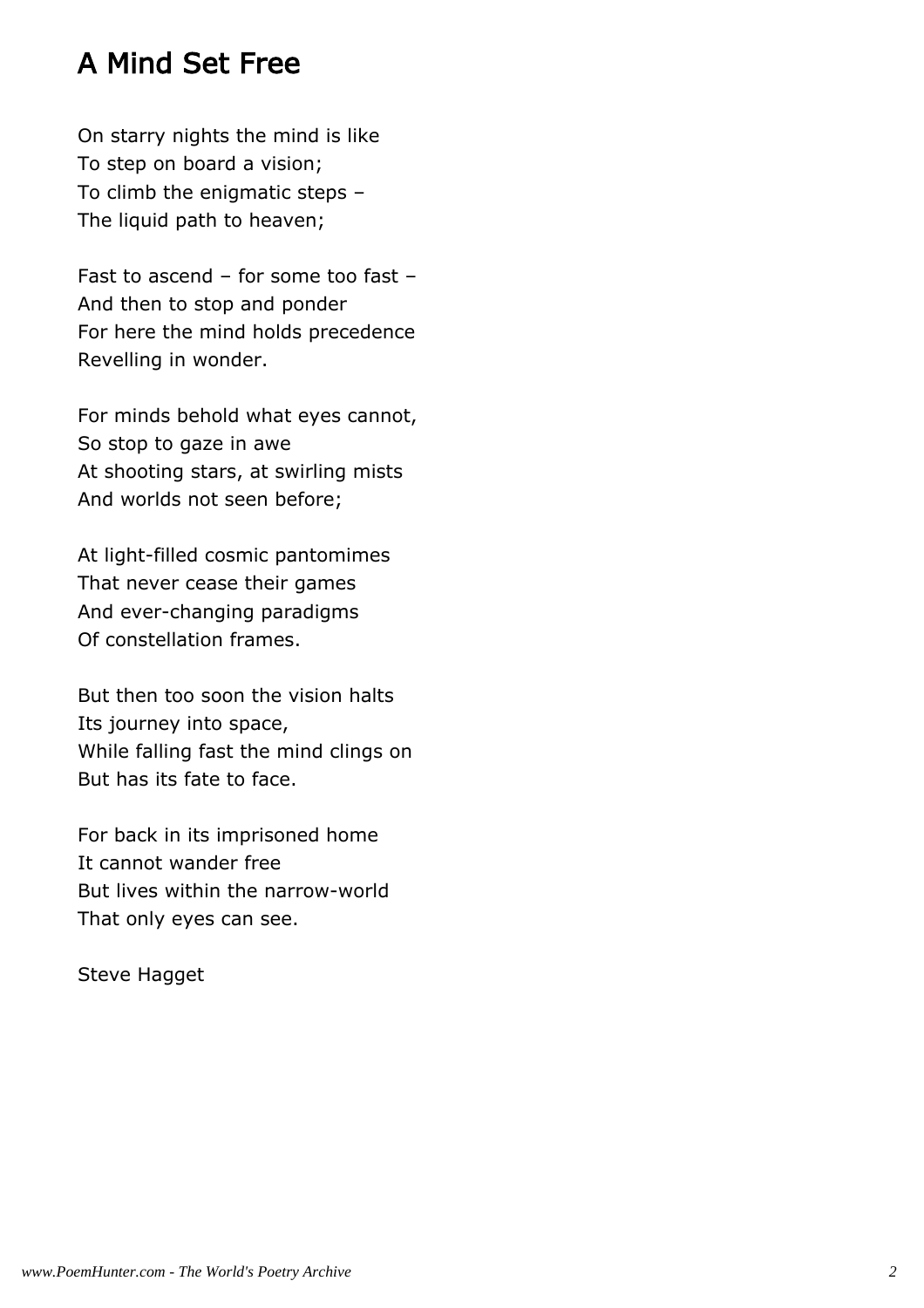## A Mind Set Free

On starry nights the mind is like  
To step on board a vision;  
To climb the enigmatic steps –  
The liquid path to heaven;

Fast to ascend – for some too fast –  
And then to stop and ponder  
For here the mind holds precedence  
Revelling in wonder.

For minds behold what eyes cannot,  
So stop to gaze in awe  
At shooting stars, at swirling mists  
And worlds not seen before;

At light-filled cosmic pantomimes  
That never cease their games  
And ever-changing paradigms  
Of constellation frames.

But then too soon the vision halts  
Its journey into space,  
While falling fast the mind clings on  
But has its fate to face.

For back in its imprisoned home  
It cannot wander free  
But lives within the narrow-world  
That only eyes can see.

Steve Hagget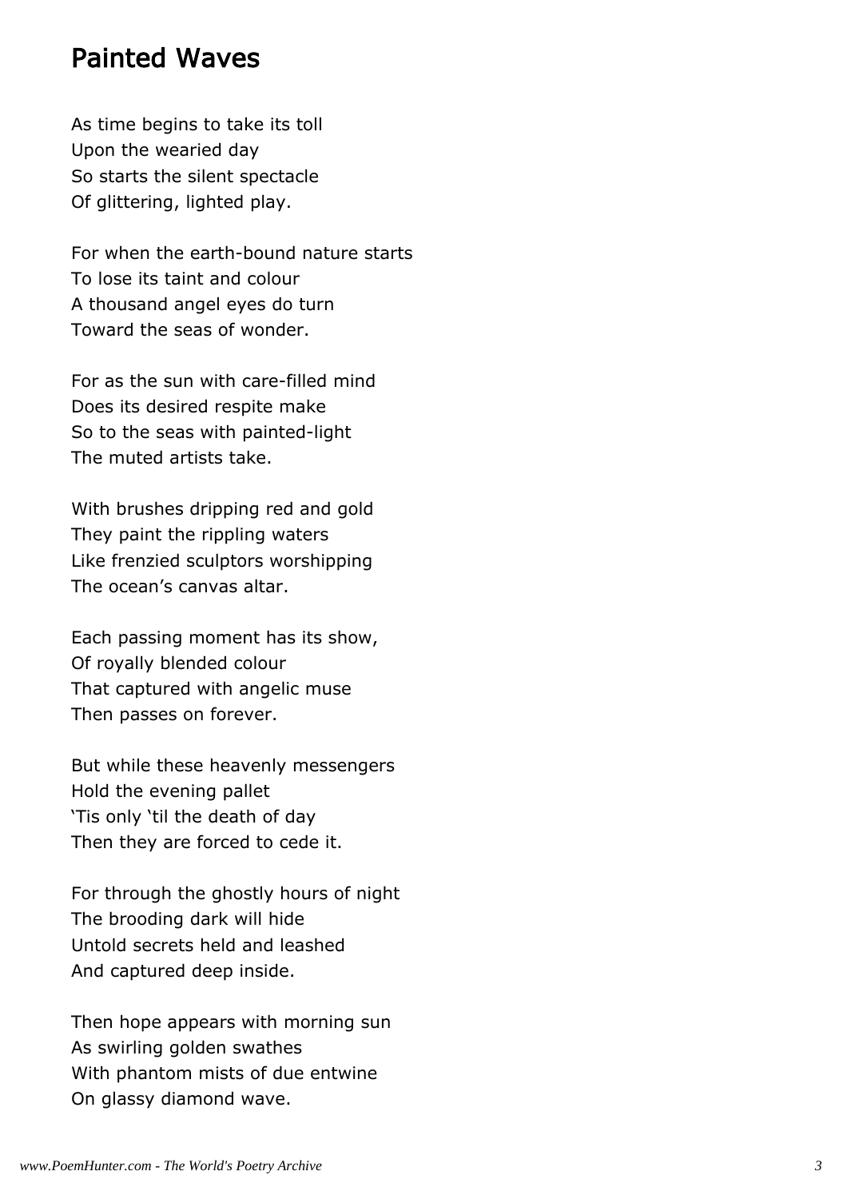## Painted Waves

As time begins to take its toll
Upon the wearied day
So starts the silent spectacle
Of glittering, lighted play.

For when the earth-bound nature starts
To lose its taint and colour
A thousand angel eyes do turn
Toward the seas of wonder.

For as the sun with care-filled mind
Does its desired respite make
So to the seas with painted-light
The muted artists take.

With brushes dripping red and gold
They paint the rippling waters
Like frenzied sculptors worshipping
The ocean's canvas altar.

Each passing moment has its show,
Of royally blended colour
That captured with angelic muse
Then passes on forever.

But while these heavenly messengers
Hold the evening pallet
'Tis only 'til the death of day
Then they are forced to cede it.

For through the ghostly hours of night
The brooding dark will hide
Untold secrets held and leashed
And captured deep inside.

Then hope appears with morning sun
As swirling golden swathes
With phantom mists of due entwine
On glassy diamond wave.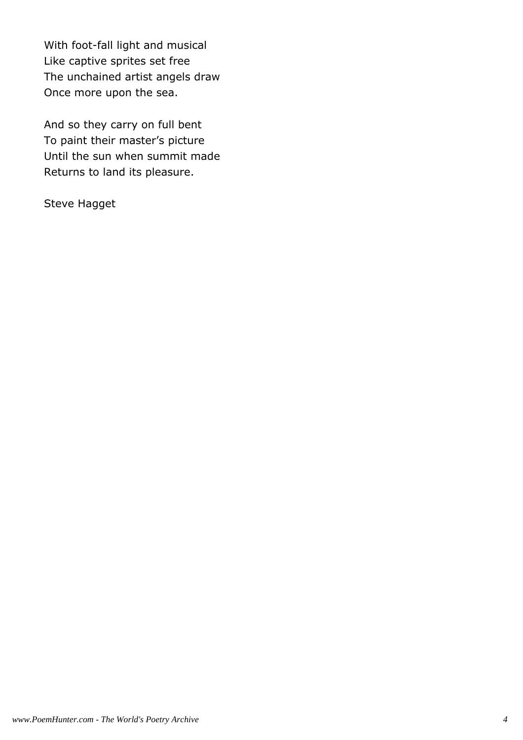With foot-fall light and musical  
Like captive sprites set free  
The unchained artist angels draw  
Once more upon the sea.

And so they carry on full bent  
To paint their master’s picture  
Until the sun when summit made  
Returns to land its pleasure.

Steve Hagget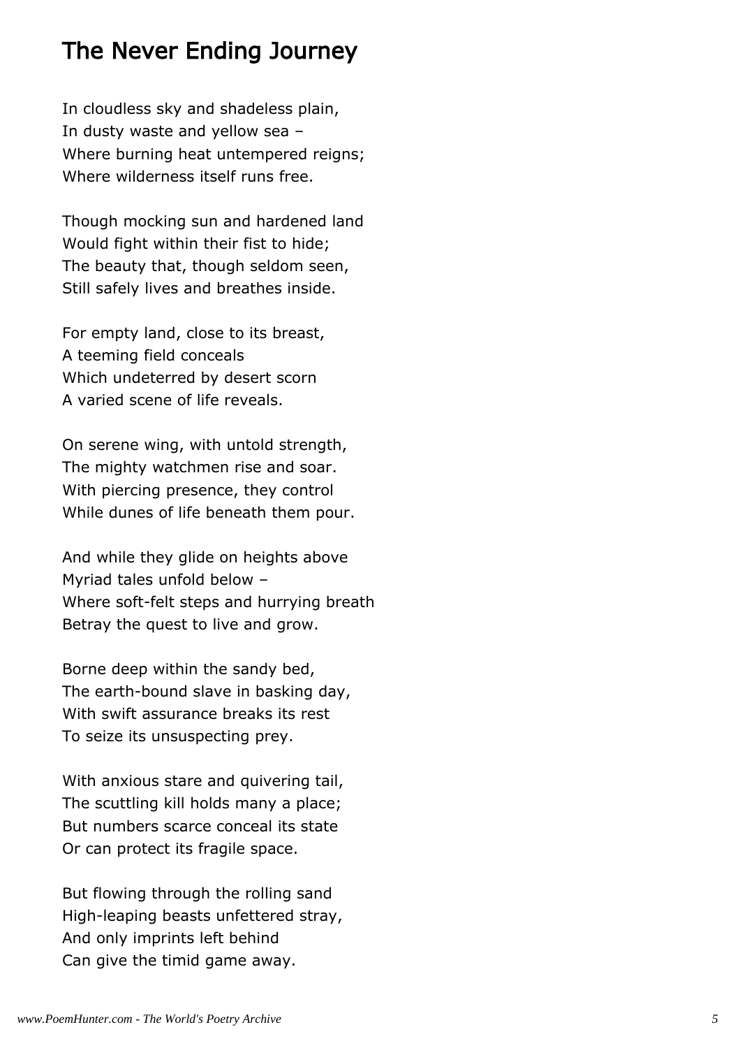# The Never Ending Journey

In cloudless sky and shadeless plain,  
In dusty waste and yellow sea –  
Where burning heat untempered reigns;  
Where wilderness itself runs free.

Though mocking sun and hardened land  
Would fight within their fist to hide;  
The beauty that, though seldom seen,  
Still safely lives and breathes inside.

For empty land, close to its breast,  
A teeming field conceals  
Which undeterred by desert scorn  
A varied scene of life reveals.

On serene wing, with untold strength,  
The mighty watchmen rise and soar.  
With piercing presence, they control  
While dunes of life beneath them pour.

And while they glide on heights above  
Myriad tales unfold below –  
Where soft-felt steps and hurrying breath  
Betray the quest to live and grow.

Borne deep within the sandy bed,  
The earth-bound slave in basking day,  
With swift assurance breaks its rest  
To seize its unsuspecting prey.

With anxious stare and quivering tail,  
The scuttling kill holds many a place;  
But numbers scarce conceal its state  
Or can protect its fragile space.

But flowing through the rolling sand  
High-leaping beasts unfettered stray,  
And only imprints left behind  
Can give the timid game away.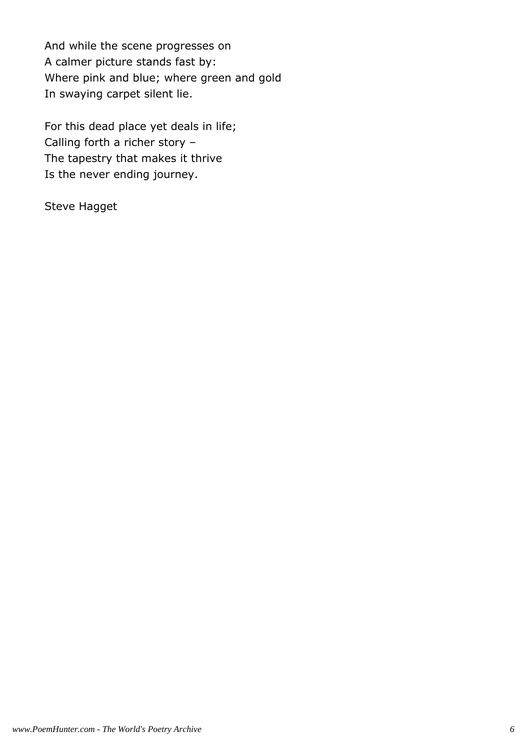And while the scene progresses on  
A calmer picture stands fast by:  
Where pink and blue; where green and gold  
In swaying carpet silent lie.

For this dead place yet deals in life;  
Calling forth a richer story –  
The tapestry that makes it thrive  
Is the never ending journey.

Steve Hagget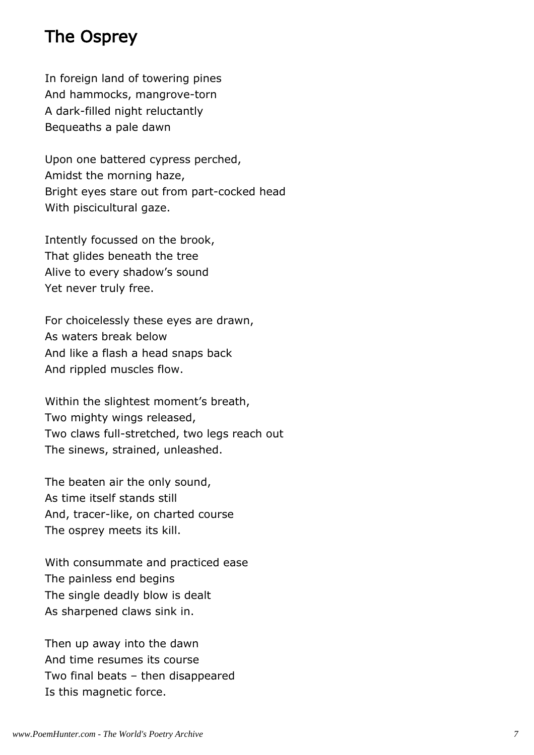# The Osprey

In foreign land of towering pines  
And hammocks, mangrove-torn  
A dark-filled night reluctantly  
Bequeaths a pale dawn

Upon one battered cypress perched,  
Amidst the morning haze,  
Bright eyes stare out from part-cocked head  
With piscicultural gaze.

Intently focussed on the brook,  
That glides beneath the tree  
Alive to every shadow's sound  
Yet never truly free.

For choicelessly these eyes are drawn,  
As waters break below  
And like a flash a head snaps back  
And rippled muscles flow.

Within the slightest moment's breath,  
Two mighty wings released,  
Two claws full-stretched, two legs reach out  
The sinews, strained, unleashed.

The beaten air the only sound,  
As time itself stands still  
And, tracer-like, on charted course  
The osprey meets its kill.

With consummate and practiced ease  
The painless end begins  
The single deadly blow is dealt  
As sharpened claws sink in.

Then up away into the dawn  
And time resumes its course  
Two final beats – then disappeared  
Is this magnetic force.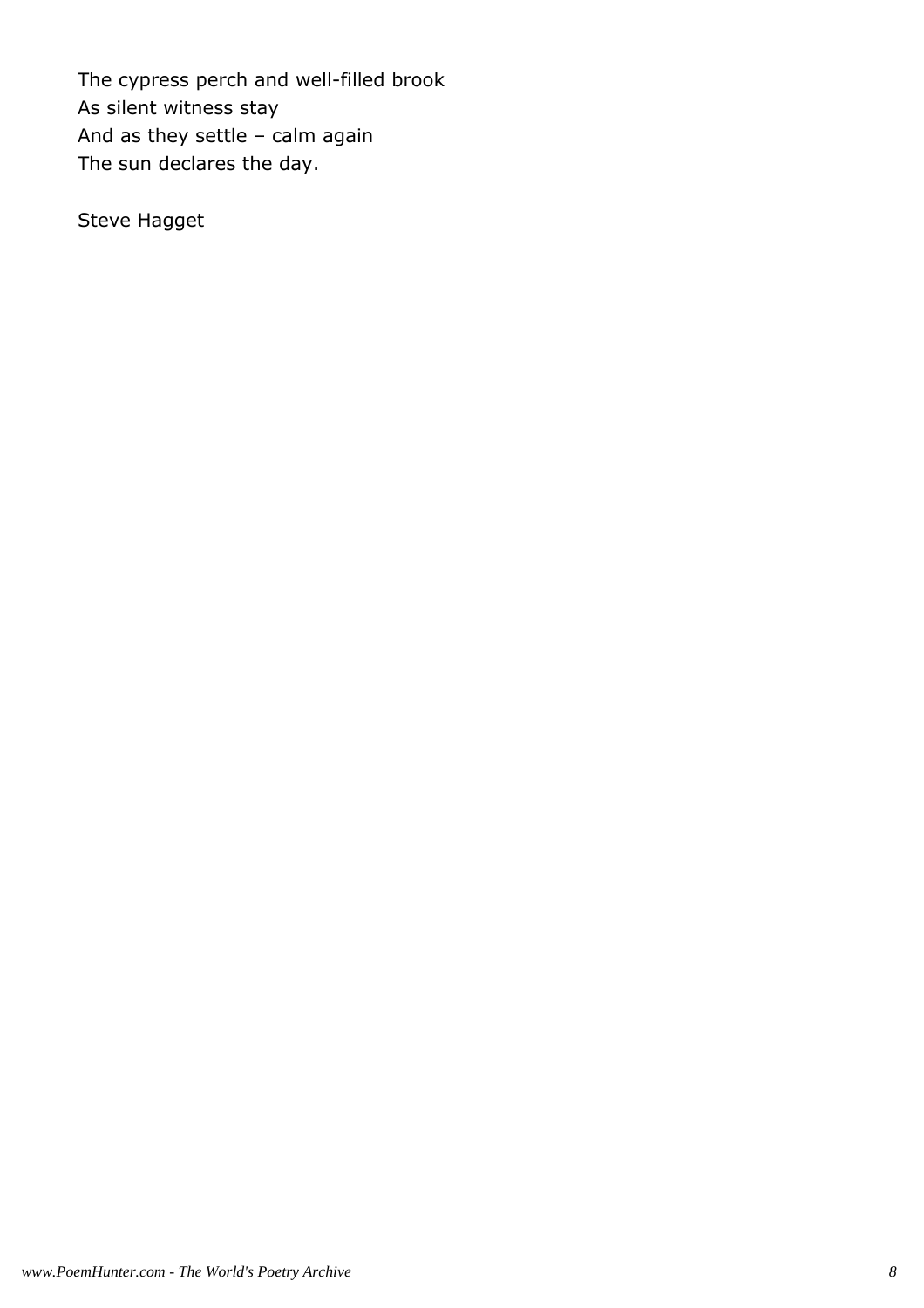The cypress perch and well-filled brook
As silent witness stay
And as they settle – calm again
The sun declares the day.

Steve Hagget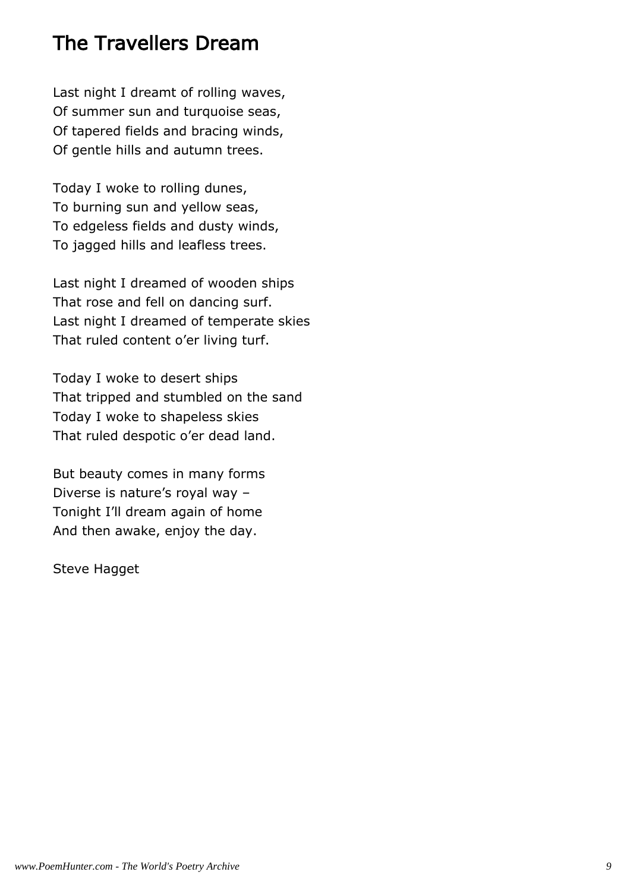# The Travellers Dream

Last night I dreamt of rolling waves,  
Of summer sun and turquoise seas,  
Of tapered fields and bracing winds,  
Of gentle hills and autumn trees.

Today I woke to rolling dunes,  
To burning sun and yellow seas,  
To edgeless fields and dusty winds,  
To jagged hills and leafless trees.

Last night I dreamed of wooden ships  
That rose and fell on dancing surf.  
Last night I dreamed of temperate skies  
That ruled content o'er living turf.

Today I woke to desert ships  
That tripped and stumbled on the sand  
Today I woke to shapeless skies  
That ruled despotic o'er dead land.

But beauty comes in many forms  
Diverse is nature's royal way –  
Tonight I'll dream again of home  
And then awake, enjoy the day.

Steve Hagget